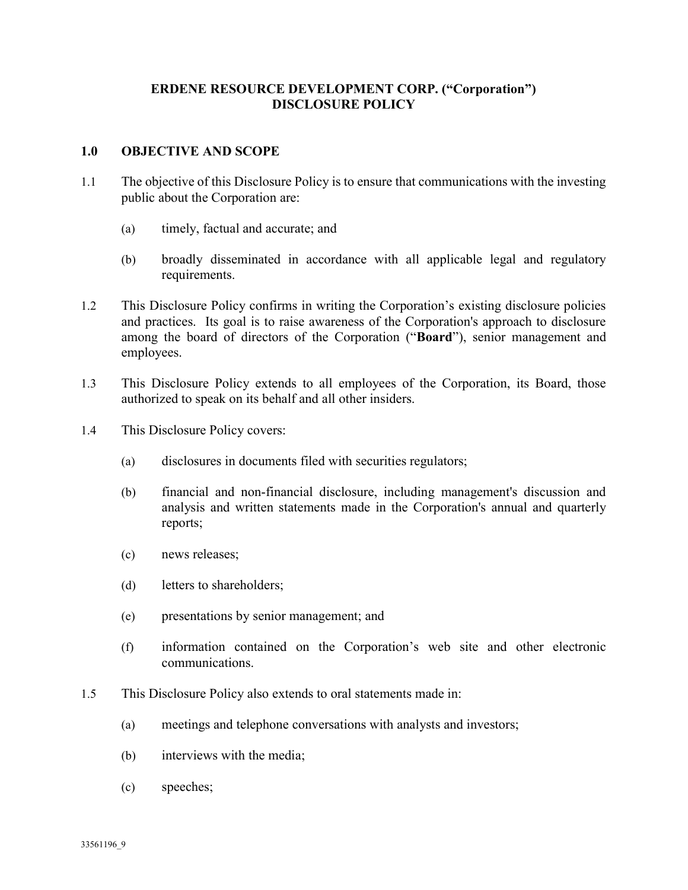# ERDENE RESOURCE DEVELOPMENT CORP. ("Corporation")
# DISCLOSURE POLICY

## 1.0 OBJECTIVE AND SCOPE

1.1 The objective of this Disclosure Policy is to ensure that communications with the investing public about the Corporation are:

- (a) timely, factual and accurate; and
- (b) broadly disseminated in accordance with all applicable legal and regulatory requirements.

1.2 This Disclosure Policy confirms in writing the Corporation's existing disclosure policies and practices. Its goal is to raise awareness of the Corporation's approach to disclosure among the board of directors of the Corporation ("**Board**"), senior management and employees.

1.3 This Disclosure Policy extends to all employees of the Corporation, its Board, those authorized to speak on its behalf and all other insiders.

1.4 This Disclosure Policy covers:

- (a) disclosures in documents filed with securities regulators;
- (b) financial and non-financial disclosure, including management's discussion and analysis and written statements made in the Corporation's annual and quarterly reports;
- (c) news releases;
- (d) letters to shareholders;
- (e) presentations by senior management; and
- (f) information contained on the Corporation's web site and other electronic communications.

1.5 This Disclosure Policy also extends to oral statements made in:

- (a) meetings and telephone conversations with analysts and investors;
- (b) interviews with the media;
- (c) speeches;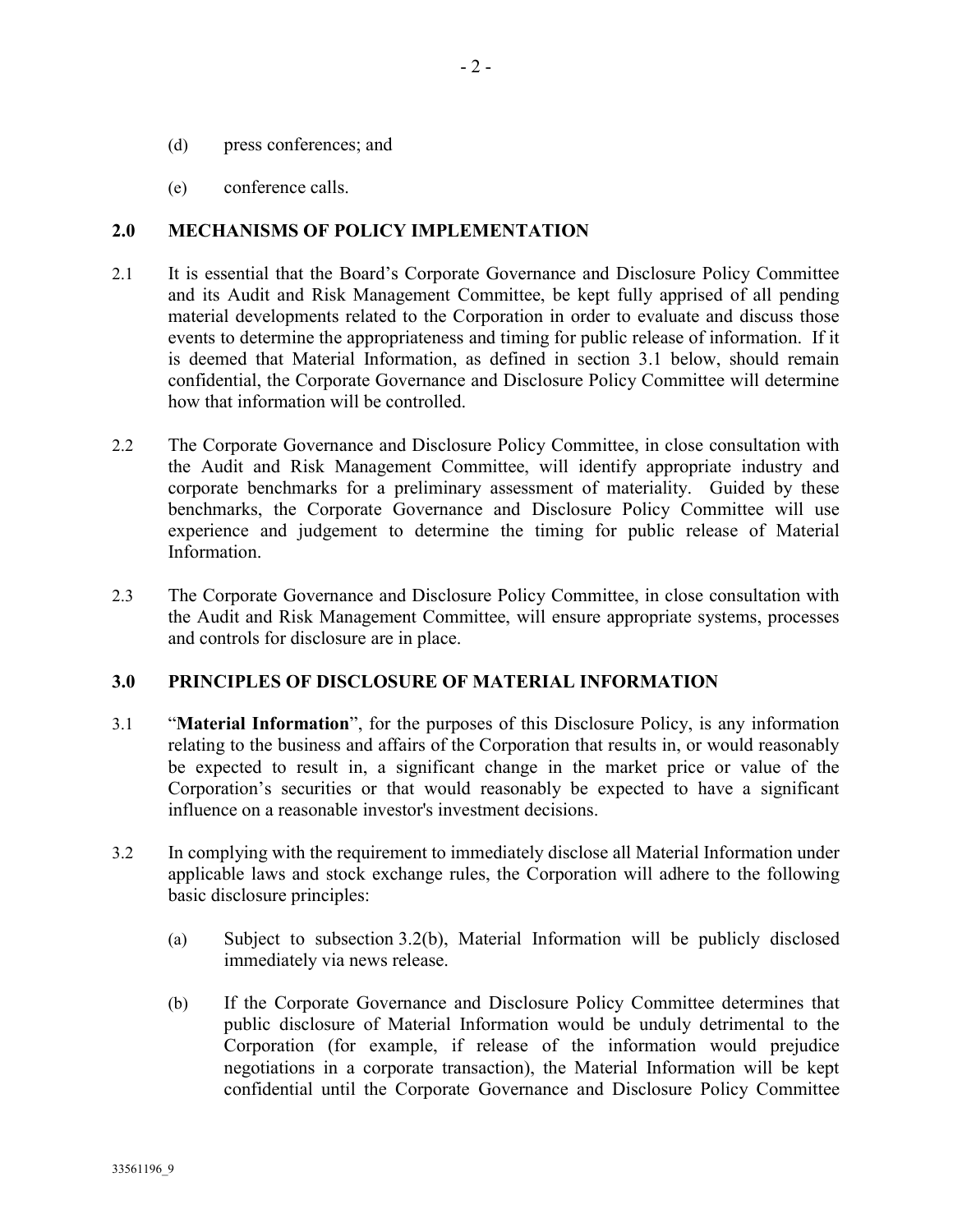(d) press conferences; and

(e) conference calls.

## 2.0 MECHANISMS OF POLICY IMPLEMENTATION

2.1 It is essential that the Board's Corporate Governance and Disclosure Policy Committee and its Audit and Risk Management Committee, be kept fully apprised of all pending material developments related to the Corporation in order to evaluate and discuss those events to determine the appropriateness and timing for public release of information. If it is deemed that Material Information, as defined in section 3.1 below, should remain confidential, the Corporate Governance and Disclosure Policy Committee will determine how that information will be controlled.

2.2 The Corporate Governance and Disclosure Policy Committee, in close consultation with the Audit and Risk Management Committee, will identify appropriate industry and corporate benchmarks for a preliminary assessment of materiality. Guided by these benchmarks, the Corporate Governance and Disclosure Policy Committee will use experience and judgement to determine the timing for public release of Material Information.

2.3 The Corporate Governance and Disclosure Policy Committee, in close consultation with the Audit and Risk Management Committee, will ensure appropriate systems, processes and controls for disclosure are in place.

## 3.0 PRINCIPLES OF DISCLOSURE OF MATERIAL INFORMATION

3.1 "**Material Information**", for the purposes of this Disclosure Policy, is any information relating to the business and affairs of the Corporation that results in, or would reasonably be expected to result in, a significant change in the market price or value of the Corporation's securities or that would reasonably be expected to have a significant influence on a reasonable investor's investment decisions.

3.2 In complying with the requirement to immediately disclose all Material Information under applicable laws and stock exchange rules, the Corporation will adhere to the following basic disclosure principles:

(a) Subject to subsection 3.2(b), Material Information will be publicly disclosed immediately via news release.

(b) If the Corporate Governance and Disclosure Policy Committee determines that public disclosure of Material Information would be unduly detrimental to the Corporation (for example, if release of the information would prejudice negotiations in a corporate transaction), the Material Information will be kept confidential until the Corporate Governance and Disclosure Policy Committee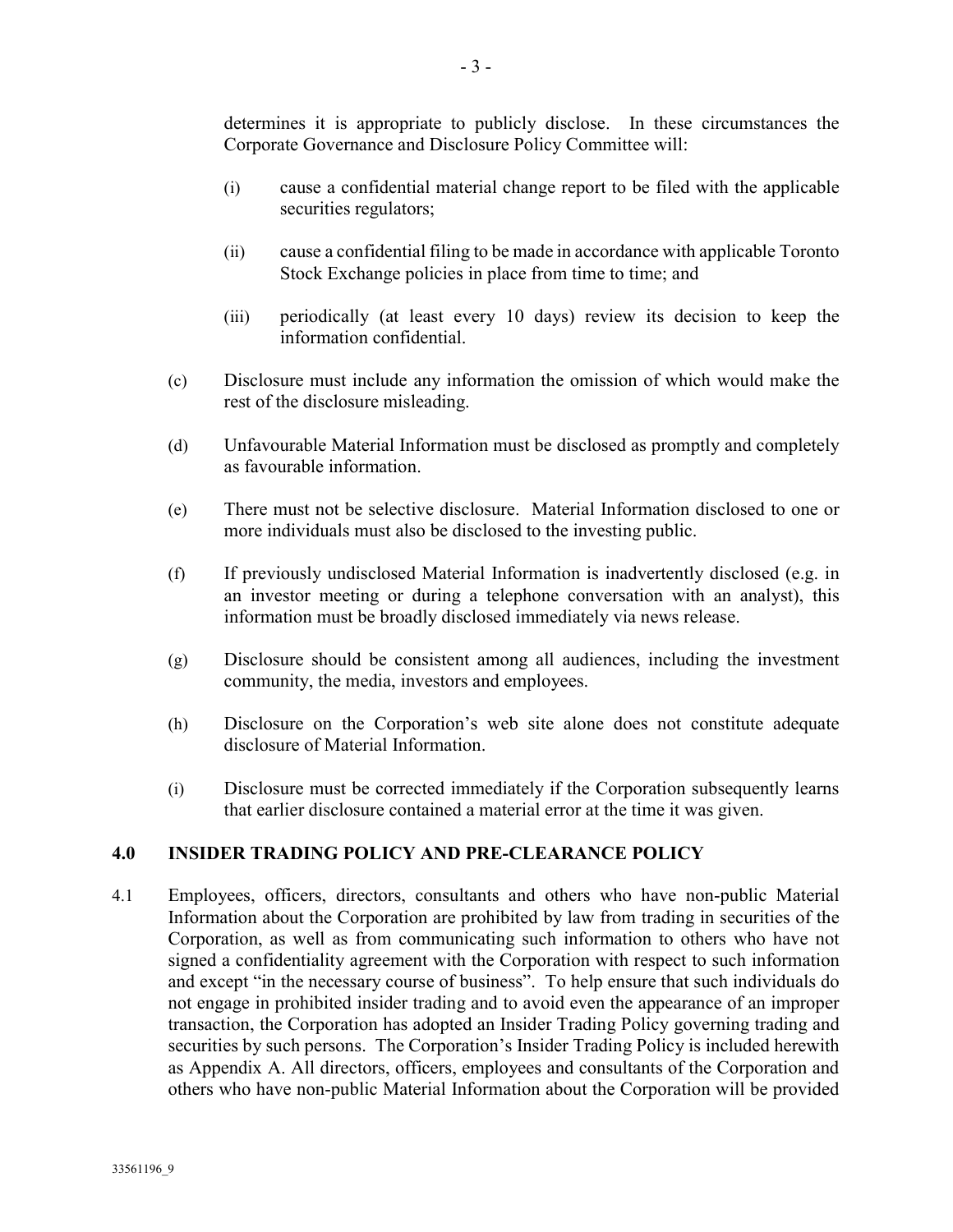determines it is appropriate to publicly disclose. In these circumstances the Corporate Governance and Disclosure Policy Committee will:

(i) cause a confidential material change report to be filed with the applicable securities regulators;

(ii) cause a confidential filing to be made in accordance with applicable Toronto Stock Exchange policies in place from time to time; and

(iii) periodically (at least every 10 days) review its decision to keep the information confidential.

(c) Disclosure must include any information the omission of which would make the rest of the disclosure misleading.

(d) Unfavourable Material Information must be disclosed as promptly and completely as favourable information.

(e) There must not be selective disclosure. Material Information disclosed to one or more individuals must also be disclosed to the investing public.

(f) If previously undisclosed Material Information is inadvertently disclosed (e.g. in an investor meeting or during a telephone conversation with an analyst), this information must be broadly disclosed immediately via news release.

(g) Disclosure should be consistent among all audiences, including the investment community, the media, investors and employees.

(h) Disclosure on the Corporation's web site alone does not constitute adequate disclosure of Material Information.

(i) Disclosure must be corrected immediately if the Corporation subsequently learns that earlier disclosure contained a material error at the time it was given.

## 4.0 INSIDER TRADING POLICY AND PRE-CLEARANCE POLICY

4.1 Employees, officers, directors, consultants and others who have non-public Material Information about the Corporation are prohibited by law from trading in securities of the Corporation, as well as from communicating such information to others who have not signed a confidentiality agreement with the Corporation with respect to such information and except "in the necessary course of business". To help ensure that such individuals do not engage in prohibited insider trading and to avoid even the appearance of an improper transaction, the Corporation has adopted an Insider Trading Policy governing trading and securities by such persons. The Corporation's Insider Trading Policy is included herewith as Appendix A. All directors, officers, employees and consultants of the Corporation and others who have non-public Material Information about the Corporation will be provided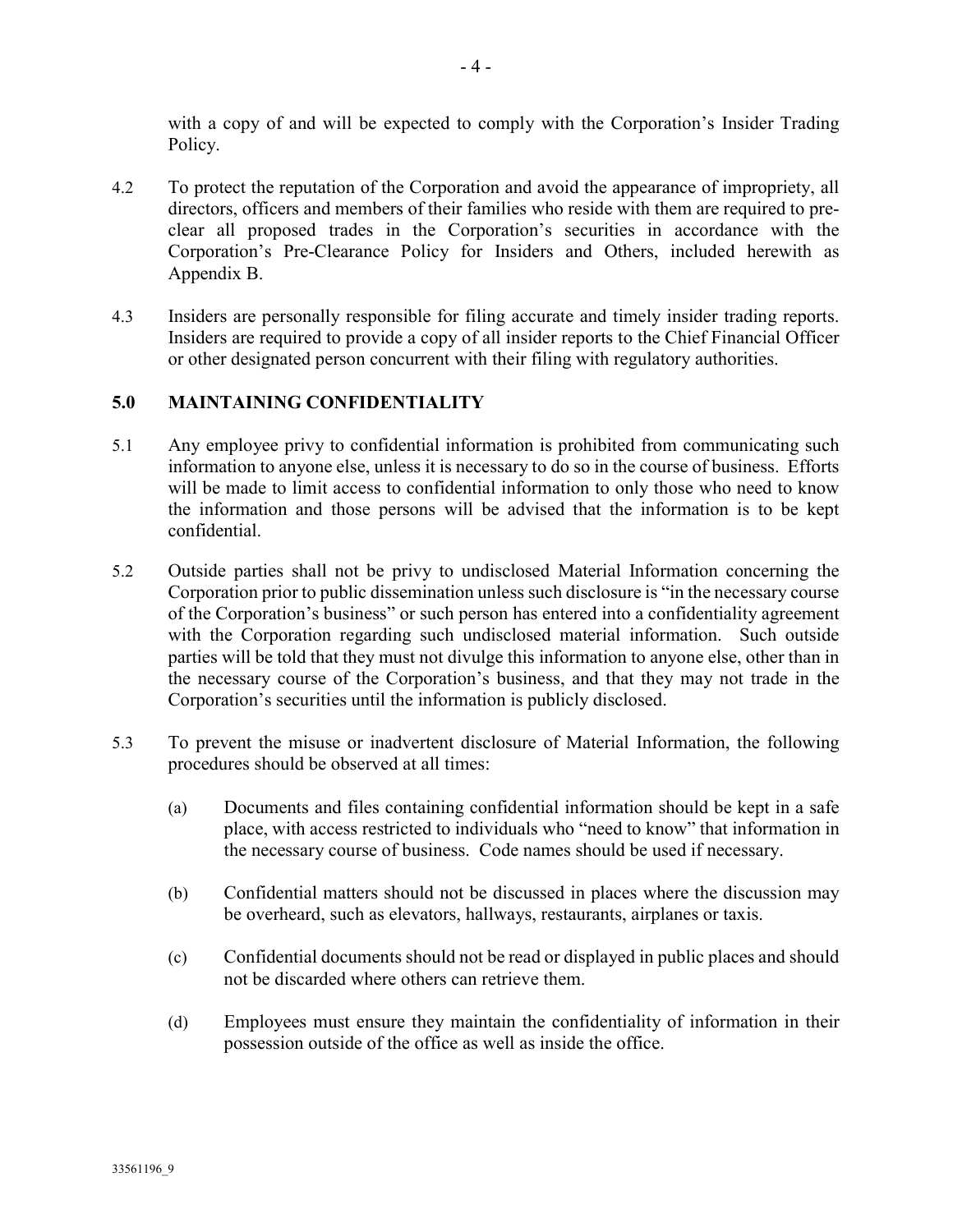with a copy of and will be expected to comply with the Corporation's Insider Trading Policy.

4.2 To protect the reputation of the Corporation and avoid the appearance of impropriety, all directors, officers and members of their families who reside with them are required to pre-clear all proposed trades in the Corporation's securities in accordance with the Corporation's Pre-Clearance Policy for Insiders and Others, included herewith as Appendix B.

4.3 Insiders are personally responsible for filing accurate and timely insider trading reports. Insiders are required to provide a copy of all insider reports to the Chief Financial Officer or other designated person concurrent with their filing with regulatory authorities.

## 5.0 MAINTAINING CONFIDENTIALITY

5.1 Any employee privy to confidential information is prohibited from communicating such information to anyone else, unless it is necessary to do so in the course of business. Efforts will be made to limit access to confidential information to only those who need to know the information and those persons will be advised that the information is to be kept confidential.

5.2 Outside parties shall not be privy to undisclosed Material Information concerning the Corporation prior to public dissemination unless such disclosure is "in the necessary course of the Corporation's business" or such person has entered into a confidentiality agreement with the Corporation regarding such undisclosed material information. Such outside parties will be told that they must not divulge this information to anyone else, other than in the necessary course of the Corporation's business, and that they may not trade in the Corporation's securities until the information is publicly disclosed.

5.3 To prevent the misuse or inadvertent disclosure of Material Information, the following procedures should be observed at all times:

(a) Documents and files containing confidential information should be kept in a safe place, with access restricted to individuals who "need to know" that information in the necessary course of business. Code names should be used if necessary.

(b) Confidential matters should not be discussed in places where the discussion may be overheard, such as elevators, hallways, restaurants, airplanes or taxis.

(c) Confidential documents should not be read or displayed in public places and should not be discarded where others can retrieve them.

(d) Employees must ensure they maintain the confidentiality of information in their possession outside of the office as well as inside the office.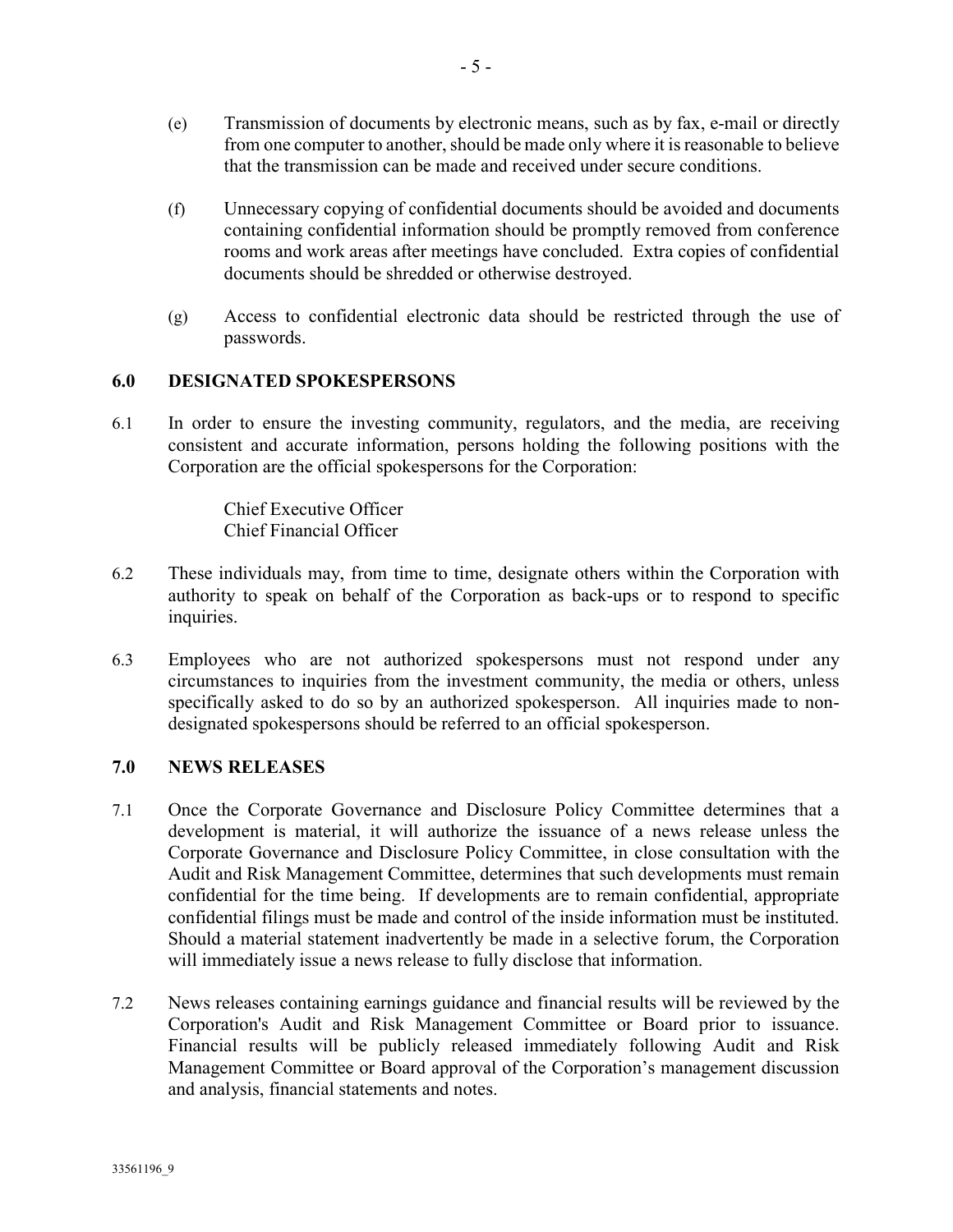(e) Transmission of documents by electronic means, such as by fax, e-mail or directly from one computer to another, should be made only where it is reasonable to believe that the transmission can be made and received under secure conditions.

(f) Unnecessary copying of confidential documents should be avoided and documents containing confidential information should be promptly removed from conference rooms and work areas after meetings have concluded. Extra copies of confidential documents should be shredded or otherwise destroyed.

(g) Access to confidential electronic data should be restricted through the use of passwords.

## 6.0 DESIGNATED SPOKESPERSONS

6.1 In order to ensure the investing community, regulators, and the media, are receiving consistent and accurate information, persons holding the following positions with the Corporation are the official spokespersons for the Corporation:

Chief Executive Officer
Chief Financial Officer

6.2 These individuals may, from time to time, designate others within the Corporation with authority to speak on behalf of the Corporation as back-ups or to respond to specific inquiries.

6.3 Employees who are not authorized spokespersons must not respond under any circumstances to inquiries from the investment community, the media or others, unless specifically asked to do so by an authorized spokesperson. All inquiries made to non-designated spokespersons should be referred to an official spokesperson.

## 7.0 NEWS RELEASES

7.1 Once the Corporate Governance and Disclosure Policy Committee determines that a development is material, it will authorize the issuance of a news release unless the Corporate Governance and Disclosure Policy Committee, in close consultation with the Audit and Risk Management Committee, determines that such developments must remain confidential for the time being. If developments are to remain confidential, appropriate confidential filings must be made and control of the inside information must be instituted. Should a material statement inadvertently be made in a selective forum, the Corporation will immediately issue a news release to fully disclose that information.

7.2 News releases containing earnings guidance and financial results will be reviewed by the Corporation's Audit and Risk Management Committee or Board prior to issuance. Financial results will be publicly released immediately following Audit and Risk Management Committee or Board approval of the Corporation's management discussion and analysis, financial statements and notes.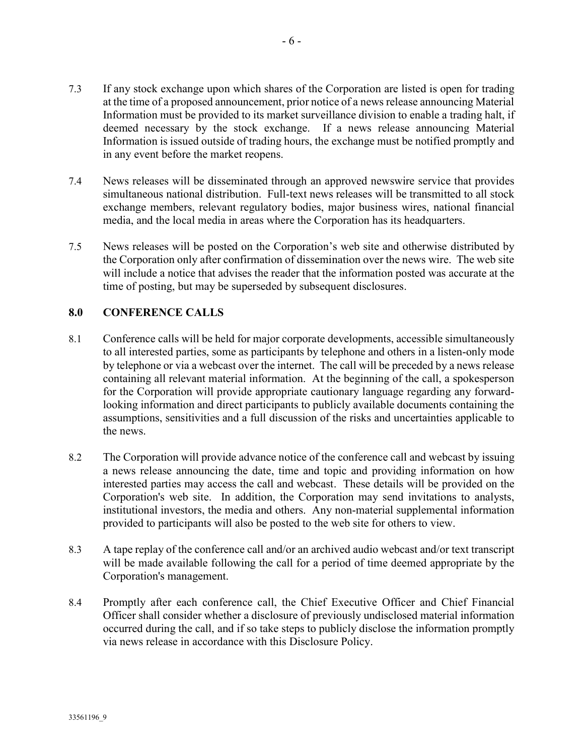7.3 If any stock exchange upon which shares of the Corporation are listed is open for trading at the time of a proposed announcement, prior notice of a news release announcing Material Information must be provided to its market surveillance division to enable a trading halt, if deemed necessary by the stock exchange. If a news release announcing Material Information is issued outside of trading hours, the exchange must be notified promptly and in any event before the market reopens.

7.4 News releases will be disseminated through an approved newswire service that provides simultaneous national distribution. Full-text news releases will be transmitted to all stock exchange members, relevant regulatory bodies, major business wires, national financial media, and the local media in areas where the Corporation has its headquarters.

7.5 News releases will be posted on the Corporation's web site and otherwise distributed by the Corporation only after confirmation of dissemination over the news wire. The web site will include a notice that advises the reader that the information posted was accurate at the time of posting, but may be superseded by subsequent disclosures.

## 8.0 CONFERENCE CALLS

8.1 Conference calls will be held for major corporate developments, accessible simultaneously to all interested parties, some as participants by telephone and others in a listen-only mode by telephone or via a webcast over the internet. The call will be preceded by a news release containing all relevant material information. At the beginning of the call, a spokesperson for the Corporation will provide appropriate cautionary language regarding any forward-looking information and direct participants to publicly available documents containing the assumptions, sensitivities and a full discussion of the risks and uncertainties applicable to the news.

8.2 The Corporation will provide advance notice of the conference call and webcast by issuing a news release announcing the date, time and topic and providing information on how interested parties may access the call and webcast. These details will be provided on the Corporation's web site. In addition, the Corporation may send invitations to analysts, institutional investors, the media and others. Any non-material supplemental information provided to participants will also be posted to the web site for others to view.

8.3 A tape replay of the conference call and/or an archived audio webcast and/or text transcript will be made available following the call for a period of time deemed appropriate by the Corporation's management.

8.4 Promptly after each conference call, the Chief Executive Officer and Chief Financial Officer shall consider whether a disclosure of previously undisclosed material information occurred during the call, and if so take steps to publicly disclose the information promptly via news release in accordance with this Disclosure Policy.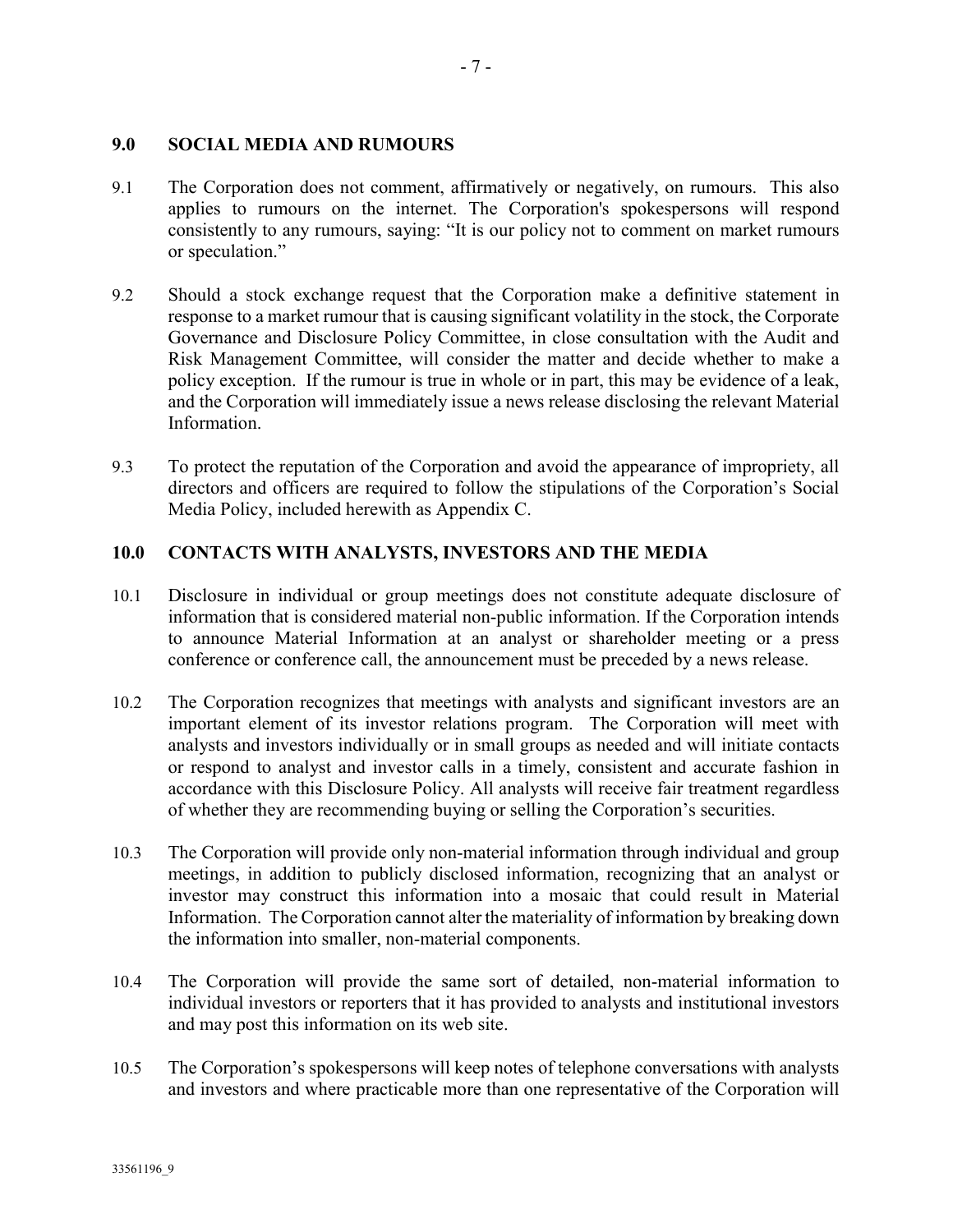## 9.0 SOCIAL MEDIA AND RUMOURS

9.1 The Corporation does not comment, affirmatively or negatively, on rumours. This also applies to rumours on the internet. The Corporation's spokespersons will respond consistently to any rumours, saying: "It is our policy not to comment on market rumours or speculation."

9.2 Should a stock exchange request that the Corporation make a definitive statement in response to a market rumour that is causing significant volatility in the stock, the Corporate Governance and Disclosure Policy Committee, in close consultation with the Audit and Risk Management Committee, will consider the matter and decide whether to make a policy exception. If the rumour is true in whole or in part, this may be evidence of a leak, and the Corporation will immediately issue a news release disclosing the relevant Material Information.

9.3 To protect the reputation of the Corporation and avoid the appearance of impropriety, all directors and officers are required to follow the stipulations of the Corporation's Social Media Policy, included herewith as Appendix C.

## 10.0 CONTACTS WITH ANALYSTS, INVESTORS AND THE MEDIA

10.1 Disclosure in individual or group meetings does not constitute adequate disclosure of information that is considered material non-public information. If the Corporation intends to announce Material Information at an analyst or shareholder meeting or a press conference or conference call, the announcement must be preceded by a news release.

10.2 The Corporation recognizes that meetings with analysts and significant investors are an important element of its investor relations program. The Corporation will meet with analysts and investors individually or in small groups as needed and will initiate contacts or respond to analyst and investor calls in a timely, consistent and accurate fashion in accordance with this Disclosure Policy. All analysts will receive fair treatment regardless of whether they are recommending buying or selling the Corporation's securities.

10.3 The Corporation will provide only non-material information through individual and group meetings, in addition to publicly disclosed information, recognizing that an analyst or investor may construct this information into a mosaic that could result in Material Information. The Corporation cannot alter the materiality of information by breaking down the information into smaller, non-material components.

10.4 The Corporation will provide the same sort of detailed, non-material information to individual investors or reporters that it has provided to analysts and institutional investors and may post this information on its web site.

10.5 The Corporation's spokespersons will keep notes of telephone conversations with analysts and investors and where practicable more than one representative of the Corporation will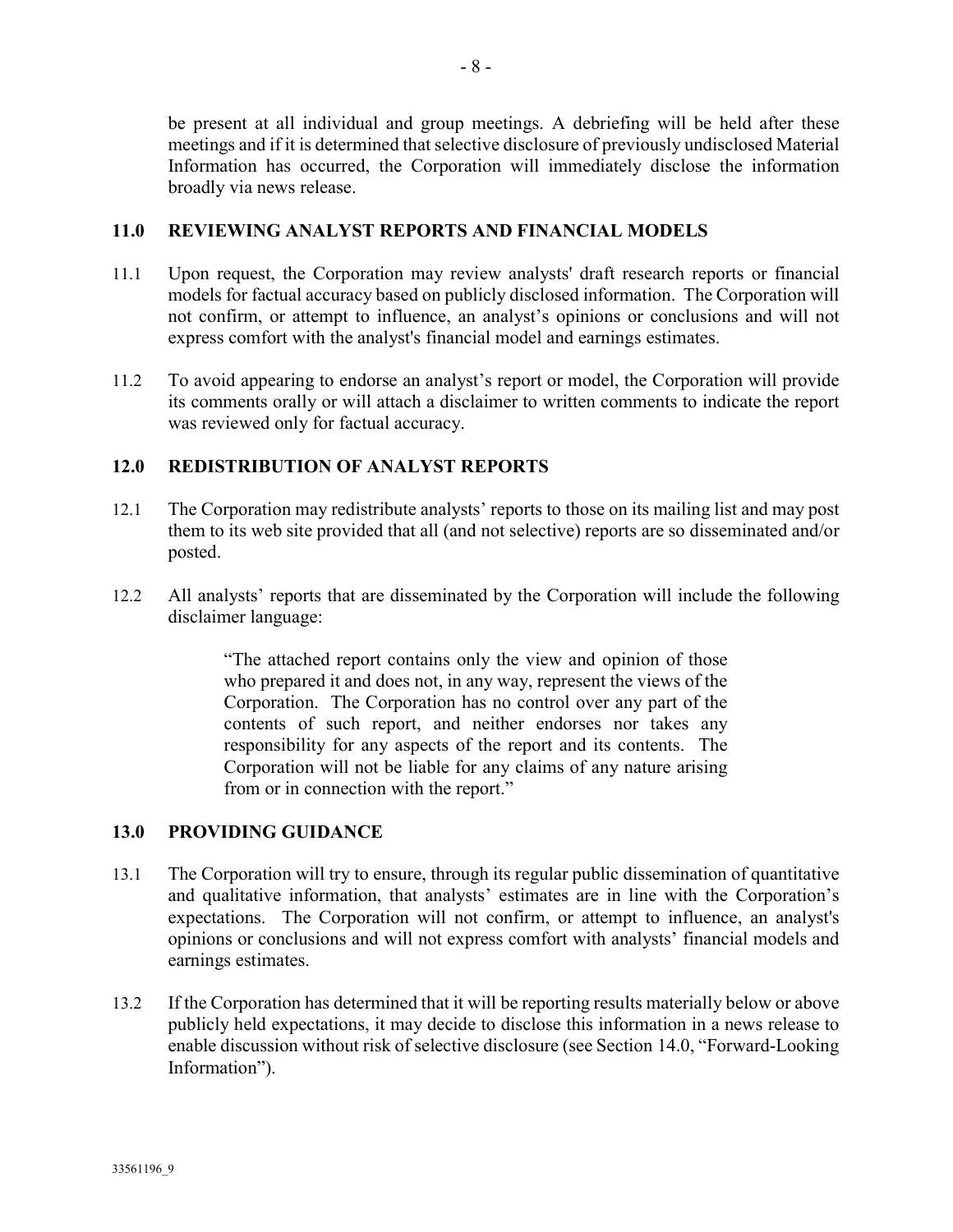be present at all individual and group meetings. A debriefing will be held after these meetings and if it is determined that selective disclosure of previously undisclosed Material Information has occurred, the Corporation will immediately disclose the information broadly via news release.

## 11.0 REVIEWING ANALYST REPORTS AND FINANCIAL MODELS

11.1 Upon request, the Corporation may review analysts' draft research reports or financial models for factual accuracy based on publicly disclosed information. The Corporation will not confirm, or attempt to influence, an analyst's opinions or conclusions and will not express comfort with the analyst's financial model and earnings estimates.

11.2 To avoid appearing to endorse an analyst's report or model, the Corporation will provide its comments orally or will attach a disclaimer to written comments to indicate the report was reviewed only for factual accuracy.

## 12.0 REDISTRIBUTION OF ANALYST REPORTS

12.1 The Corporation may redistribute analysts' reports to those on its mailing list and may post them to its web site provided that all (and not selective) reports are so disseminated and/or posted.

12.2 All analysts' reports that are disseminated by the Corporation will include the following disclaimer language:

> "The attached report contains only the view and opinion of those who prepared it and does not, in any way, represent the views of the Corporation. The Corporation has no control over any part of the contents of such report, and neither endorses nor takes any responsibility for any aspects of the report and its contents. The Corporation will not be liable for any claims of any nature arising from or in connection with the report."

## 13.0 PROVIDING GUIDANCE

13.1 The Corporation will try to ensure, through its regular public dissemination of quantitative and qualitative information, that analysts' estimates are in line with the Corporation's expectations. The Corporation will not confirm, or attempt to influence, an analyst's opinions or conclusions and will not express comfort with analysts' financial models and earnings estimates.

13.2 If the Corporation has determined that it will be reporting results materially below or above publicly held expectations, it may decide to disclose this information in a news release to enable discussion without risk of selective disclosure (see Section 14.0, "Forward-Looking Information").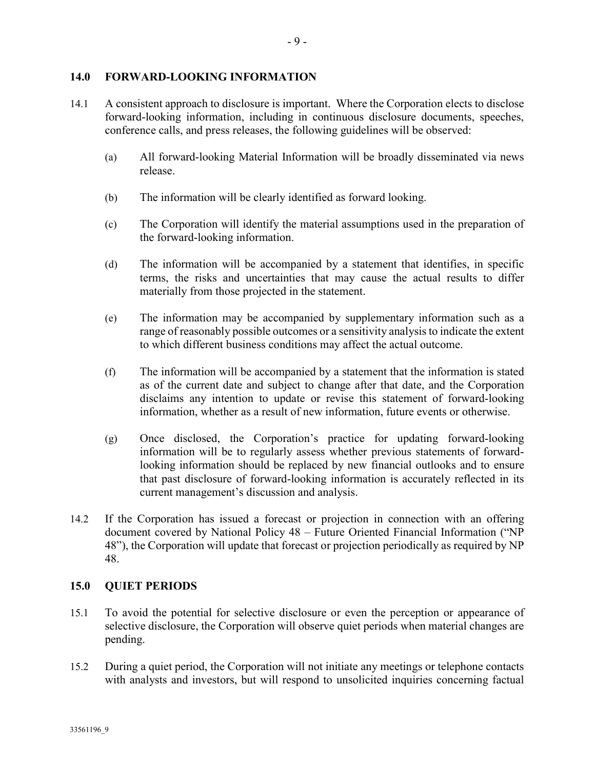## 14.0 FORWARD-LOOKING INFORMATION

14.1 A consistent approach to disclosure is important. Where the Corporation elects to disclose forward-looking information, including in continuous disclosure documents, speeches, conference calls, and press releases, the following guidelines will be observed:

(a) All forward-looking Material Information will be broadly disseminated via news release.

(b) The information will be clearly identified as forward looking.

(c) The Corporation will identify the material assumptions used in the preparation of the forward-looking information.

(d) The information will be accompanied by a statement that identifies, in specific terms, the risks and uncertainties that may cause the actual results to differ materially from those projected in the statement.

(e) The information may be accompanied by supplementary information such as a range of reasonably possible outcomes or a sensitivity analysis to indicate the extent to which different business conditions may affect the actual outcome.

(f) The information will be accompanied by a statement that the information is stated as of the current date and subject to change after that date, and the Corporation disclaims any intention to update or revise this statement of forward-looking information, whether as a result of new information, future events or otherwise.

(g) Once disclosed, the Corporation's practice for updating forward-looking information will be to regularly assess whether previous statements of forward-looking information should be replaced by new financial outlooks and to ensure that past disclosure of forward-looking information is accurately reflected in its current management's discussion and analysis.

14.2 If the Corporation has issued a forecast or projection in connection with an offering document covered by National Policy 48 – Future Oriented Financial Information ("NP 48"), the Corporation will update that forecast or projection periodically as required by NP 48.

## 15.0 QUIET PERIODS

15.1 To avoid the potential for selective disclosure or even the perception or appearance of selective disclosure, the Corporation will observe quiet periods when material changes are pending.

15.2 During a quiet period, the Corporation will not initiate any meetings or telephone contacts with analysts and investors, but will respond to unsolicited inquiries concerning factual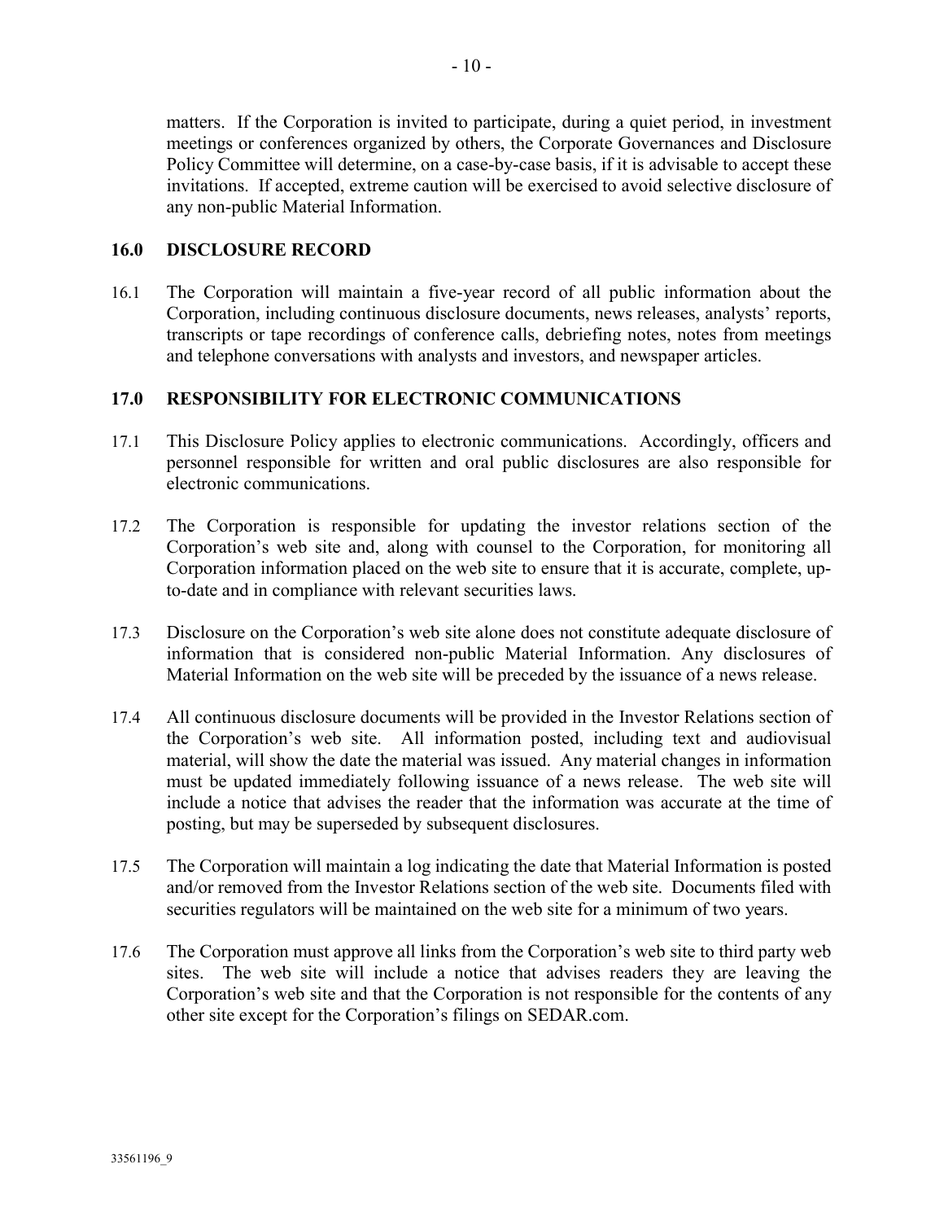matters. If the Corporation is invited to participate, during a quiet period, in investment meetings or conferences organized by others, the Corporate Governances and Disclosure Policy Committee will determine, on a case-by-case basis, if it is advisable to accept these invitations. If accepted, extreme caution will be exercised to avoid selective disclosure of any non-public Material Information.

## 16.0 DISCLOSURE RECORD

16.1 The Corporation will maintain a five-year record of all public information about the Corporation, including continuous disclosure documents, news releases, analysts' reports, transcripts or tape recordings of conference calls, debriefing notes, notes from meetings and telephone conversations with analysts and investors, and newspaper articles.

## 17.0 RESPONSIBILITY FOR ELECTRONIC COMMUNICATIONS

17.1 This Disclosure Policy applies to electronic communications. Accordingly, officers and personnel responsible for written and oral public disclosures are also responsible for electronic communications.

17.2 The Corporation is responsible for updating the investor relations section of the Corporation's web site and, along with counsel to the Corporation, for monitoring all Corporation information placed on the web site to ensure that it is accurate, complete, up-to-date and in compliance with relevant securities laws.

17.3 Disclosure on the Corporation's web site alone does not constitute adequate disclosure of information that is considered non-public Material Information. Any disclosures of Material Information on the web site will be preceded by the issuance of a news release.

17.4 All continuous disclosure documents will be provided in the Investor Relations section of the Corporation's web site. All information posted, including text and audiovisual material, will show the date the material was issued. Any material changes in information must be updated immediately following issuance of a news release. The web site will include a notice that advises the reader that the information was accurate at the time of posting, but may be superseded by subsequent disclosures.

17.5 The Corporation will maintain a log indicating the date that Material Information is posted and/or removed from the Investor Relations section of the web site. Documents filed with securities regulators will be maintained on the web site for a minimum of two years.

17.6 The Corporation must approve all links from the Corporation's web site to third party web sites. The web site will include a notice that advises readers they are leaving the Corporation's web site and that the Corporation is not responsible for the contents of any other site except for the Corporation's filings on SEDAR.com.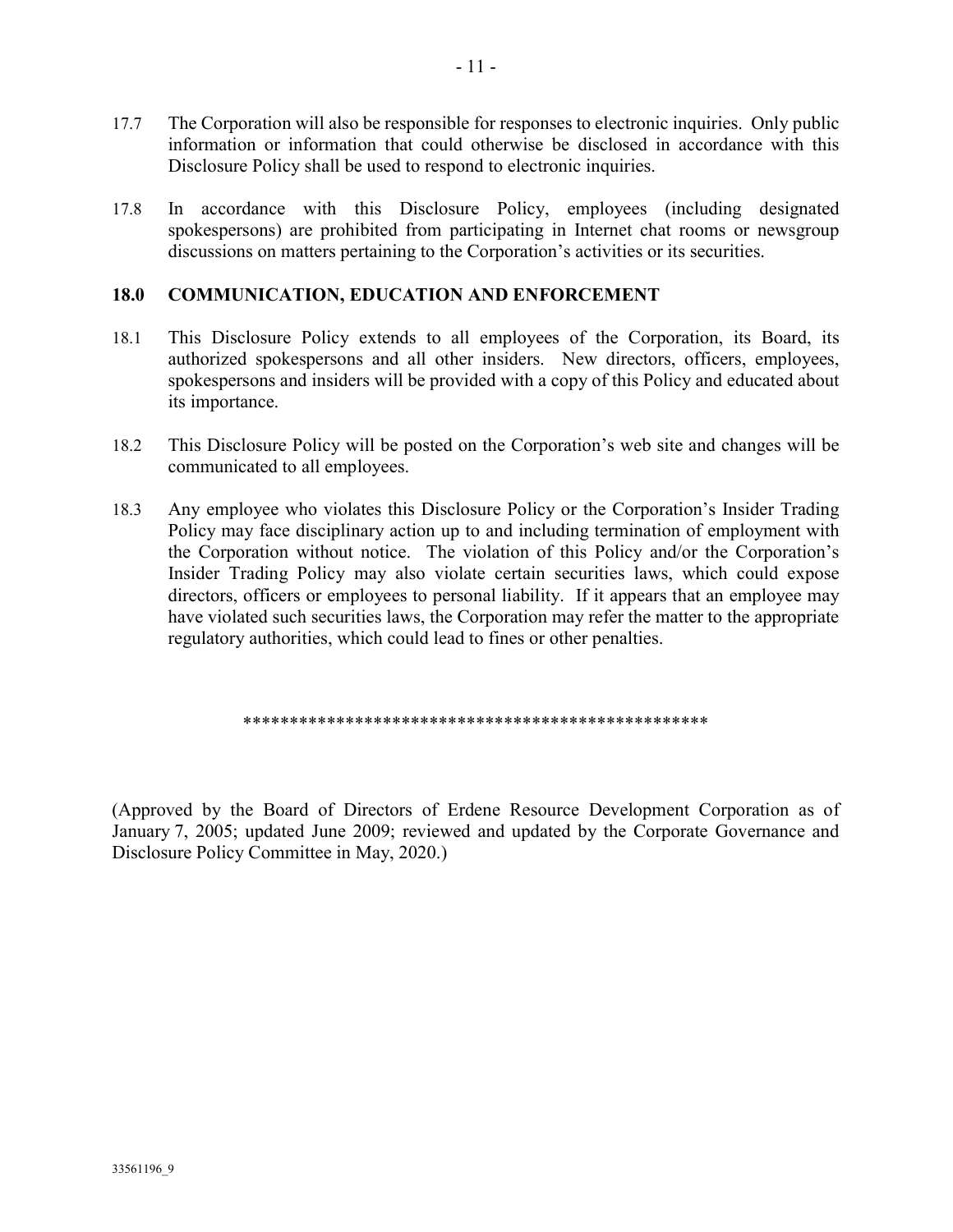17.7 The Corporation will also be responsible for responses to electronic inquiries. Only public information or information that could otherwise be disclosed in accordance with this Disclosure Policy shall be used to respond to electronic inquiries.

17.8 In accordance with this Disclosure Policy, employees (including designated spokespersons) are prohibited from participating in Internet chat rooms or newsgroup discussions on matters pertaining to the Corporation's activities or its securities.

## 18.0 COMMUNICATION, EDUCATION AND ENFORCEMENT

18.1 This Disclosure Policy extends to all employees of the Corporation, its Board, its authorized spokespersons and all other insiders. New directors, officers, employees, spokespersons and insiders will be provided with a copy of this Policy and educated about its importance.

18.2 This Disclosure Policy will be posted on the Corporation's web site and changes will be communicated to all employees.

18.3 Any employee who violates this Disclosure Policy or the Corporation's Insider Trading Policy may face disciplinary action up to and including termination of employment with the Corporation without notice. The violation of this Policy and/or the Corporation's Insider Trading Policy may also violate certain securities laws, which could expose directors, officers or employees to personal liability. If it appears that an employee may have violated such securities laws, the Corporation may refer the matter to the appropriate regulatory authorities, which could lead to fines or other penalties.

**************************************************

(Approved by the Board of Directors of Erdene Resource Development Corporation as of January 7, 2005; updated June 2009; reviewed and updated by the Corporate Governance and Disclosure Policy Committee in May, 2020.)

33561196_9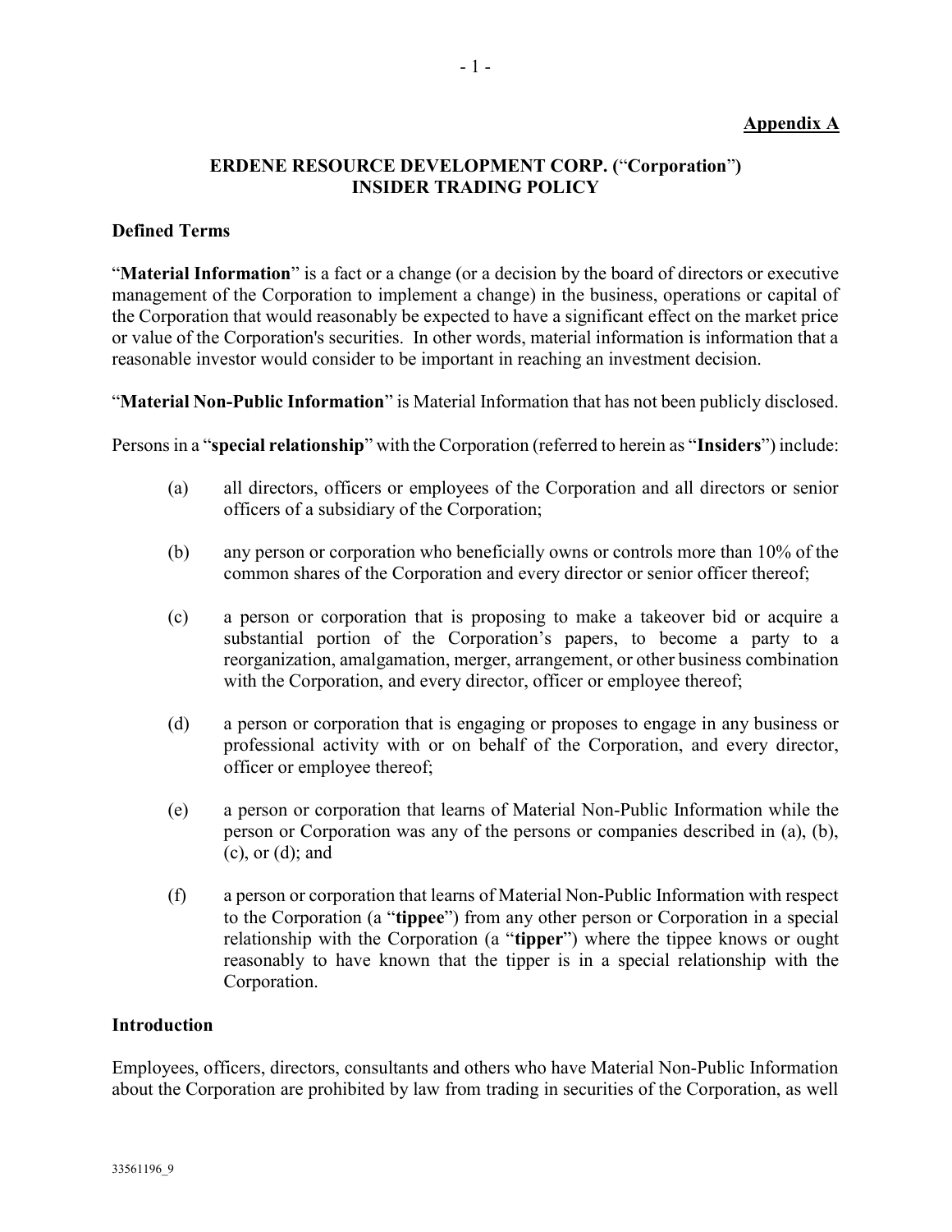**Appendix A**

## ERDENE RESOURCE DEVELOPMENT CORP. ("Corporation") INSIDER TRADING POLICY

### Defined Terms

"**Material Information**" is a fact or a change (or a decision by the board of directors or executive management of the Corporation to implement a change) in the business, operations or capital of the Corporation that would reasonably be expected to have a significant effect on the market price or value of the Corporation's securities. In other words, material information is information that a reasonable investor would consider to be important in reaching an investment decision.

"**Material Non-Public Information**" is Material Information that has not been publicly disclosed.

Persons in a "**special relationship**" with the Corporation (referred to herein as "**Insiders**") include:

(a) all directors, officers or employees of the Corporation and all directors or senior officers of a subsidiary of the Corporation;

(b) any person or corporation who beneficially owns or controls more than 10% of the common shares of the Corporation and every director or senior officer thereof;

(c) a person or corporation that is proposing to make a takeover bid or acquire a substantial portion of the Corporation's papers, to become a party to a reorganization, amalgamation, merger, arrangement, or other business combination with the Corporation, and every director, officer or employee thereof;

(d) a person or corporation that is engaging or proposes to engage in any business or professional activity with or on behalf of the Corporation, and every director, officer or employee thereof;

(e) a person or corporation that learns of Material Non-Public Information while the person or Corporation was any of the persons or companies described in (a), (b), (c), or (d); and

(f) a person or corporation that learns of Material Non-Public Information with respect to the Corporation (a "**tippee**") from any other person or Corporation in a special relationship with the Corporation (a "**tipper**") where the tippee knows or ought reasonably to have known that the tipper is in a special relationship with the Corporation.

### Introduction

Employees, officers, directors, consultants and others who have Material Non-Public Information about the Corporation are prohibited by law from trading in securities of the Corporation, as well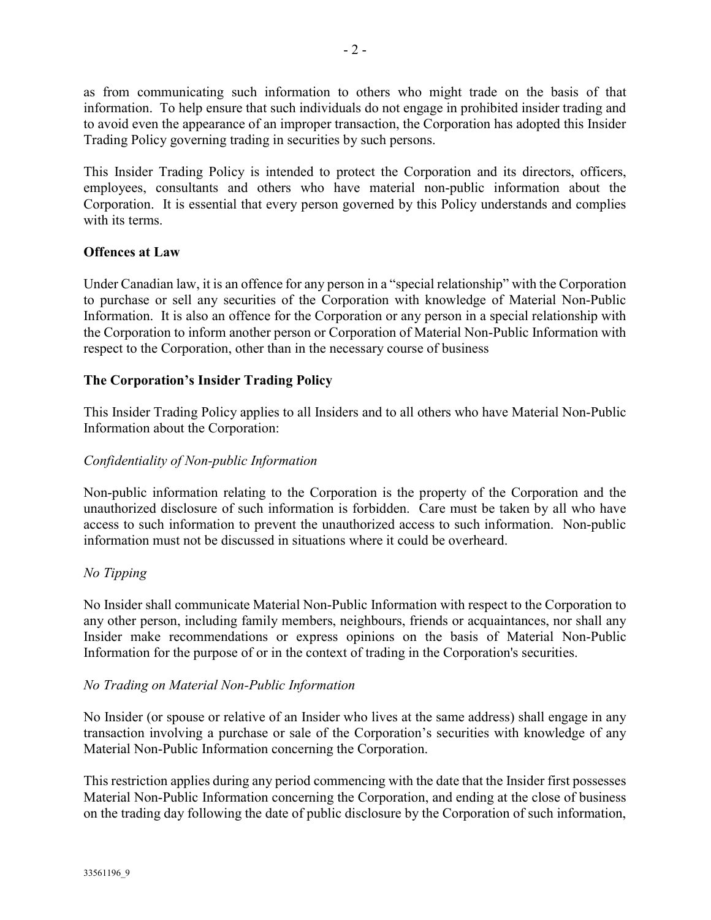as from communicating such information to others who might trade on the basis of that information. To help ensure that such individuals do not engage in prohibited insider trading and to avoid even the appearance of an improper transaction, the Corporation has adopted this Insider Trading Policy governing trading in securities by such persons.

This Insider Trading Policy is intended to protect the Corporation and its directors, officers, employees, consultants and others who have material non-public information about the Corporation. It is essential that every person governed by this Policy understands and complies with its terms.

**Offences at Law**

Under Canadian law, it is an offence for any person in a "special relationship" with the Corporation to purchase or sell any securities of the Corporation with knowledge of Material Non-Public Information. It is also an offence for the Corporation or any person in a special relationship with the Corporation to inform another person or Corporation of Material Non-Public Information with respect to the Corporation, other than in the necessary course of business

**The Corporation's Insider Trading Policy**

This Insider Trading Policy applies to all Insiders and to all others who have Material Non-Public Information about the Corporation:

*Confidentiality of Non-public Information*

Non-public information relating to the Corporation is the property of the Corporation and the unauthorized disclosure of such information is forbidden. Care must be taken by all who have access to such information to prevent the unauthorized access to such information. Non-public information must not be discussed in situations where it could be overheard.

*No Tipping*

No Insider shall communicate Material Non-Public Information with respect to the Corporation to any other person, including family members, neighbours, friends or acquaintances, nor shall any Insider make recommendations or express opinions on the basis of Material Non-Public Information for the purpose of or in the context of trading in the Corporation's securities.

*No Trading on Material Non-Public Information*

No Insider (or spouse or relative of an Insider who lives at the same address) shall engage in any transaction involving a purchase or sale of the Corporation's securities with knowledge of any Material Non-Public Information concerning the Corporation.

This restriction applies during any period commencing with the date that the Insider first possesses Material Non-Public Information concerning the Corporation, and ending at the close of business on the trading day following the date of public disclosure by the Corporation of such information,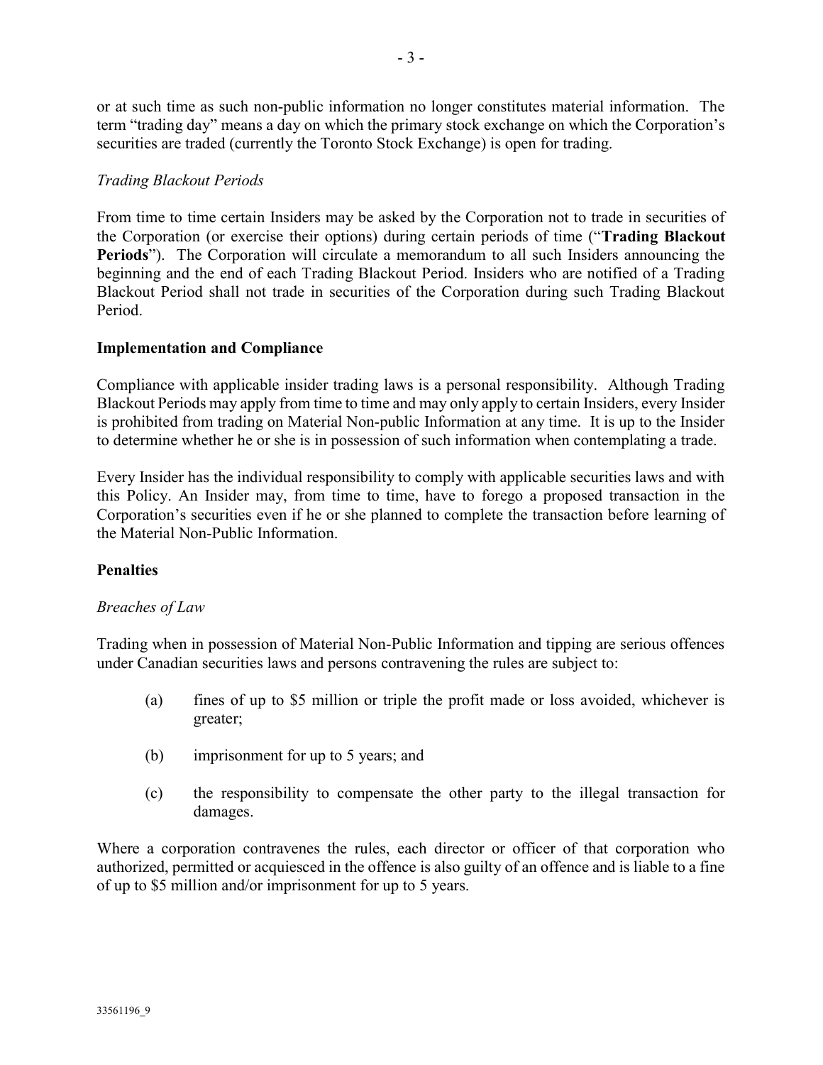or at such time as such non-public information no longer constitutes material information. The term "trading day" means a day on which the primary stock exchange on which the Corporation's securities are traded (currently the Toronto Stock Exchange) is open for trading.

*Trading Blackout Periods*

From time to time certain Insiders may be asked by the Corporation not to trade in securities of the Corporation (or exercise their options) during certain periods of time ("**Trading Blackout Periods**"). The Corporation will circulate a memorandum to all such Insiders announcing the beginning and the end of each Trading Blackout Period. Insiders who are notified of a Trading Blackout Period shall not trade in securities of the Corporation during such Trading Blackout Period.

**Implementation and Compliance**

Compliance with applicable insider trading laws is a personal responsibility. Although Trading Blackout Periods may apply from time to time and may only apply to certain Insiders, every Insider is prohibited from trading on Material Non-public Information at any time. It is up to the Insider to determine whether he or she is in possession of such information when contemplating a trade.

Every Insider has the individual responsibility to comply with applicable securities laws and with this Policy. An Insider may, from time to time, have to forego a proposed transaction in the Corporation's securities even if he or she planned to complete the transaction before learning of the Material Non-Public Information.

**Penalties**

*Breaches of Law*

Trading when in possession of Material Non-Public Information and tipping are serious offences under Canadian securities laws and persons contravening the rules are subject to:

(a) fines of up to $5 million or triple the profit made or loss avoided, whichever is greater;

(b) imprisonment for up to 5 years; and

(c) the responsibility to compensate the other party to the illegal transaction for damages.

Where a corporation contravenes the rules, each director or officer of that corporation who authorized, permitted or acquiesced in the offence is also guilty of an offence and is liable to a fine of up to $5 million and/or imprisonment for up to 5 years.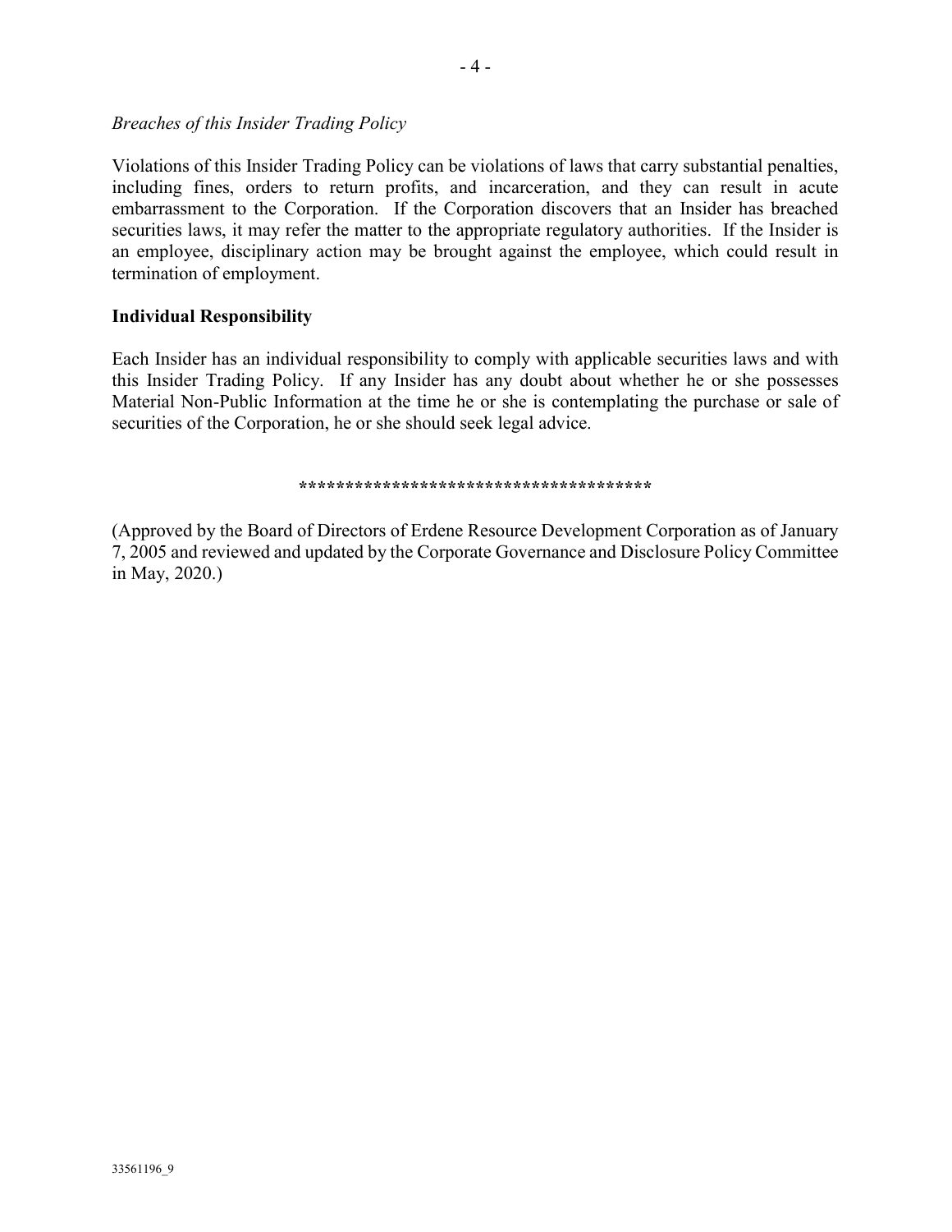*Breaches of this Insider Trading Policy*

Violations of this Insider Trading Policy can be violations of laws that carry substantial penalties, including fines, orders to return profits, and incarceration, and they can result in acute embarrassment to the Corporation. If the Corporation discovers that an Insider has breached securities laws, it may refer the matter to the appropriate regulatory authorities. If the Insider is an employee, disciplinary action may be brought against the employee, which could result in termination of employment.

**Individual Responsibility**

Each Insider has an individual responsibility to comply with applicable securities laws and with this Insider Trading Policy. If any Insider has any doubt about whether he or she possesses Material Non-Public Information at the time he or she is contemplating the purchase or sale of securities of the Corporation, he or she should seek legal advice.

**************************************

(Approved by the Board of Directors of Erdene Resource Development Corporation as of January 7, 2005 and reviewed and updated by the Corporate Governance and Disclosure Policy Committee in May, 2020.)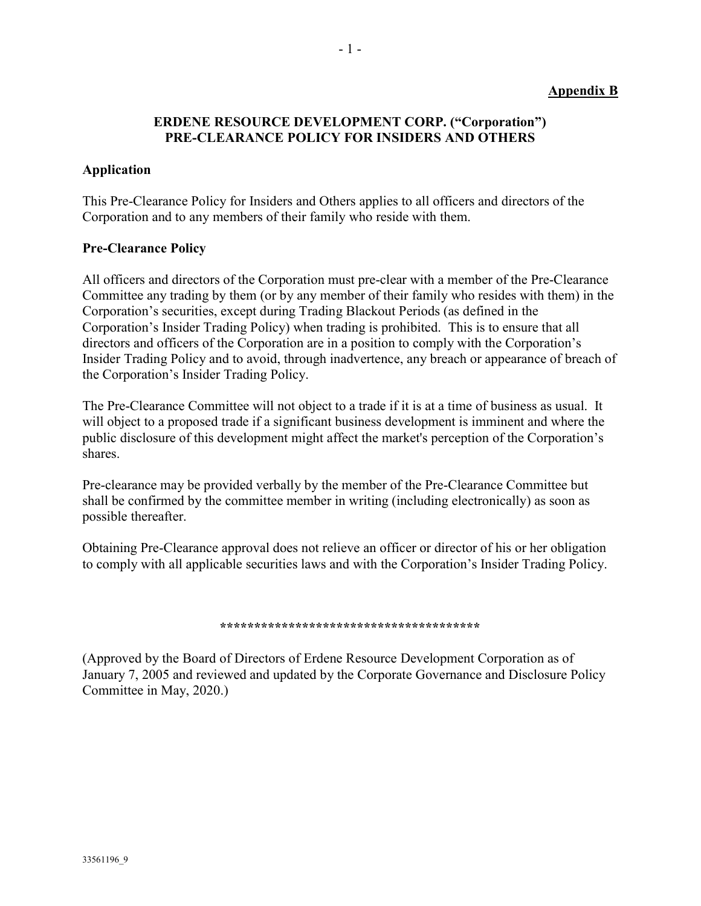**Appendix B**

# ERDENE RESOURCE DEVELOPMENT CORP. ("Corporation") PRE-CLEARANCE POLICY FOR INSIDERS AND OTHERS

## Application

This Pre-Clearance Policy for Insiders and Others applies to all officers and directors of the Corporation and to any members of their family who reside with them.

## Pre-Clearance Policy

All officers and directors of the Corporation must pre-clear with a member of the Pre-Clearance Committee any trading by them (or by any member of their family who resides with them) in the Corporation's securities, except during Trading Blackout Periods (as defined in the Corporation's Insider Trading Policy) when trading is prohibited. This is to ensure that all directors and officers of the Corporation are in a position to comply with the Corporation's Insider Trading Policy and to avoid, through inadvertence, any breach or appearance of breach of the Corporation's Insider Trading Policy.

The Pre-Clearance Committee will not object to a trade if it is at a time of business as usual. It will object to a proposed trade if a significant business development is imminent and where the public disclosure of this development might affect the market's perception of the Corporation's shares.

Pre-clearance may be provided verbally by the member of the Pre-Clearance Committee but shall be confirmed by the committee member in writing (including electronically) as soon as possible thereafter.

Obtaining Pre-Clearance approval does not relieve an officer or director of his or her obligation to comply with all applicable securities laws and with the Corporation's Insider Trading Policy.

**************************************

(Approved by the Board of Directors of Erdene Resource Development Corporation as of January 7, 2005 and reviewed and updated by the Corporate Governance and Disclosure Policy Committee in May, 2020.)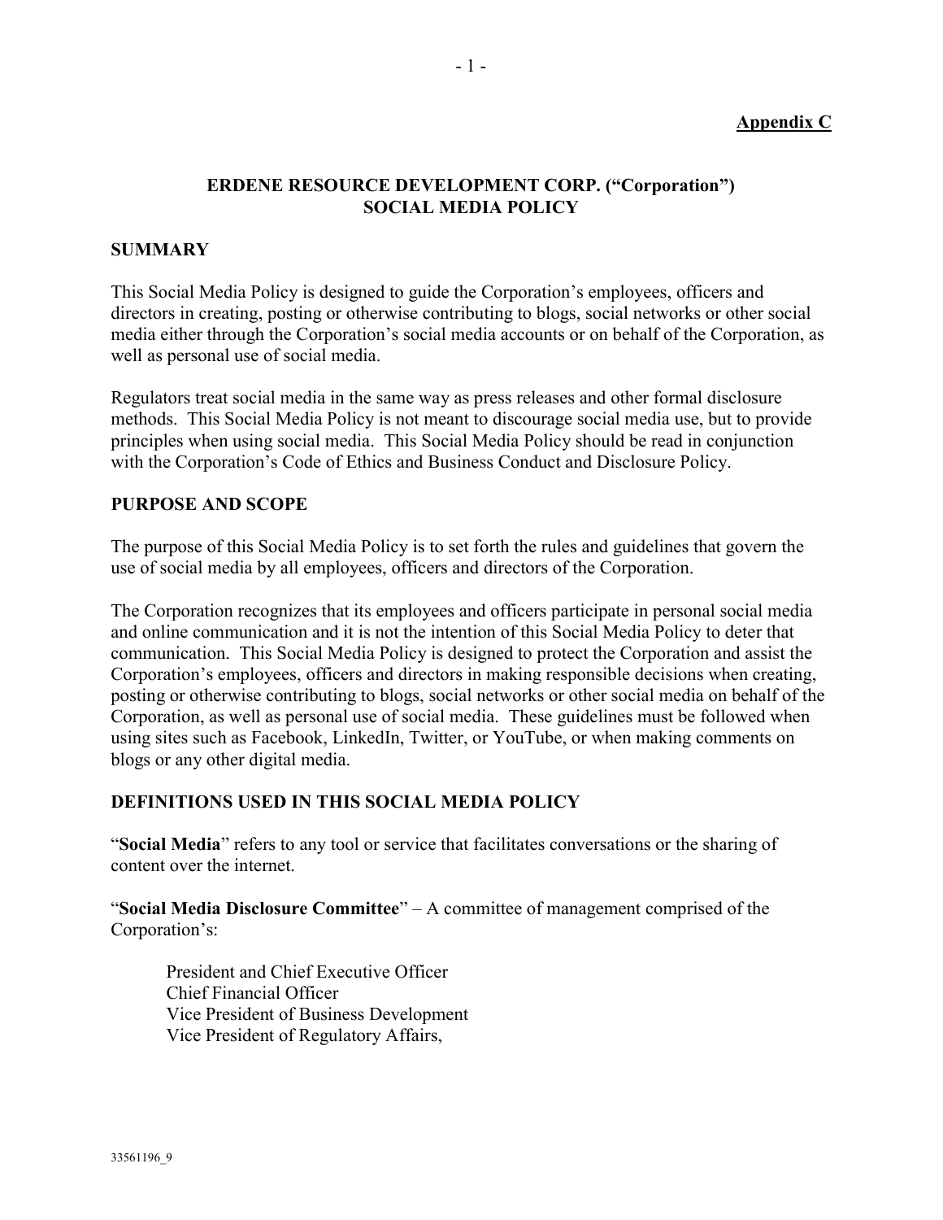**Appendix C**

# ERDENE RESOURCE DEVELOPMENT CORP. ("Corporation") SOCIAL MEDIA POLICY

## SUMMARY

This Social Media Policy is designed to guide the Corporation's employees, officers and directors in creating, posting or otherwise contributing to blogs, social networks or other social media either through the Corporation's social media accounts or on behalf of the Corporation, as well as personal use of social media.

Regulators treat social media in the same way as press releases and other formal disclosure methods. This Social Media Policy is not meant to discourage social media use, but to provide principles when using social media. This Social Media Policy should be read in conjunction with the Corporation's Code of Ethics and Business Conduct and Disclosure Policy.

## PURPOSE AND SCOPE

The purpose of this Social Media Policy is to set forth the rules and guidelines that govern the use of social media by all employees, officers and directors of the Corporation.

The Corporation recognizes that its employees and officers participate in personal social media and online communication and it is not the intention of this Social Media Policy to deter that communication. This Social Media Policy is designed to protect the Corporation and assist the Corporation's employees, officers and directors in making responsible decisions when creating, posting or otherwise contributing to blogs, social networks or other social media on behalf of the Corporation, as well as personal use of social media. These guidelines must be followed when using sites such as Facebook, LinkedIn, Twitter, or YouTube, or when making comments on blogs or any other digital media.

## DEFINITIONS USED IN THIS SOCIAL MEDIA POLICY

"**Social Media**" refers to any tool or service that facilitates conversations or the sharing of content over the internet.

"**Social Media Disclosure Committee**" – A committee of management comprised of the Corporation's:

President and Chief Executive Officer
Chief Financial Officer
Vice President of Business Development
Vice President of Regulatory Affairs,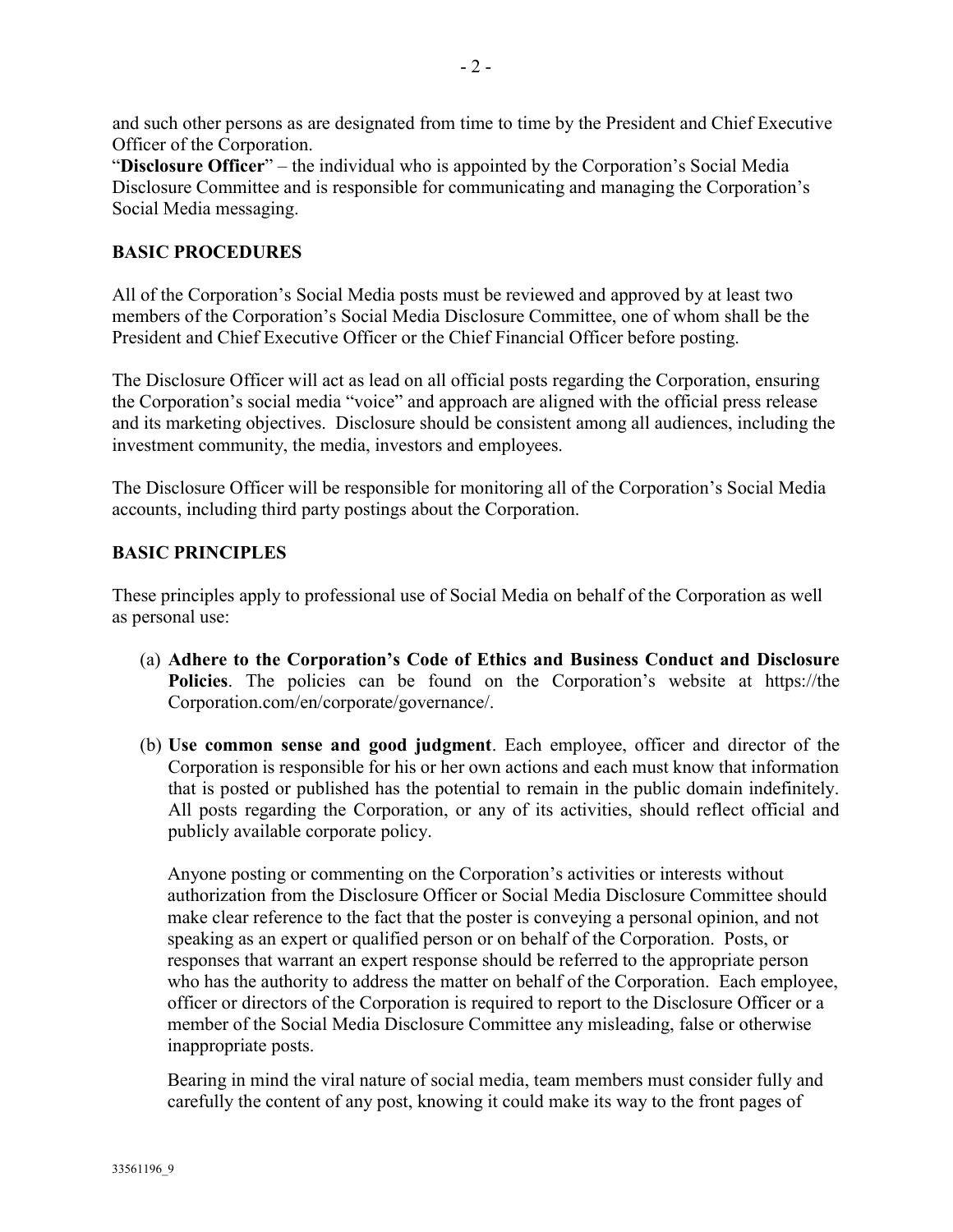and such other persons as are designated from time to time by the President and Chief Executive Officer of the Corporation.

"**Disclosure Officer**" – the individual who is appointed by the Corporation's Social Media Disclosure Committee and is responsible for communicating and managing the Corporation's Social Media messaging.

## BASIC PROCEDURES

All of the Corporation's Social Media posts must be reviewed and approved by at least two members of the Corporation's Social Media Disclosure Committee, one of whom shall be the President and Chief Executive Officer or the Chief Financial Officer before posting.

The Disclosure Officer will act as lead on all official posts regarding the Corporation, ensuring the Corporation's social media "voice" and approach are aligned with the official press release and its marketing objectives. Disclosure should be consistent among all audiences, including the investment community, the media, investors and employees.

The Disclosure Officer will be responsible for monitoring all of the Corporation's Social Media accounts, including third party postings about the Corporation.

## BASIC PRINCIPLES

These principles apply to professional use of Social Media on behalf of the Corporation as well as personal use:

(a) **Adhere to the Corporation's Code of Ethics and Business Conduct and Disclosure Policies**. The policies can be found on the Corporation's website at https://the Corporation.com/en/corporate/governance/.

(b) **Use common sense and good judgment**. Each employee, officer and director of the Corporation is responsible for his or her own actions and each must know that information that is posted or published has the potential to remain in the public domain indefinitely. All posts regarding the Corporation, or any of its activities, should reflect official and publicly available corporate policy.

Anyone posting or commenting on the Corporation's activities or interests without authorization from the Disclosure Officer or Social Media Disclosure Committee should make clear reference to the fact that the poster is conveying a personal opinion, and not speaking as an expert or qualified person or on behalf of the Corporation. Posts, or responses that warrant an expert response should be referred to the appropriate person who has the authority to address the matter on behalf of the Corporation. Each employee, officer or directors of the Corporation is required to report to the Disclosure Officer or a member of the Social Media Disclosure Committee any misleading, false or otherwise inappropriate posts.

Bearing in mind the viral nature of social media, team members must consider fully and carefully the content of any post, knowing it could make its way to the front pages of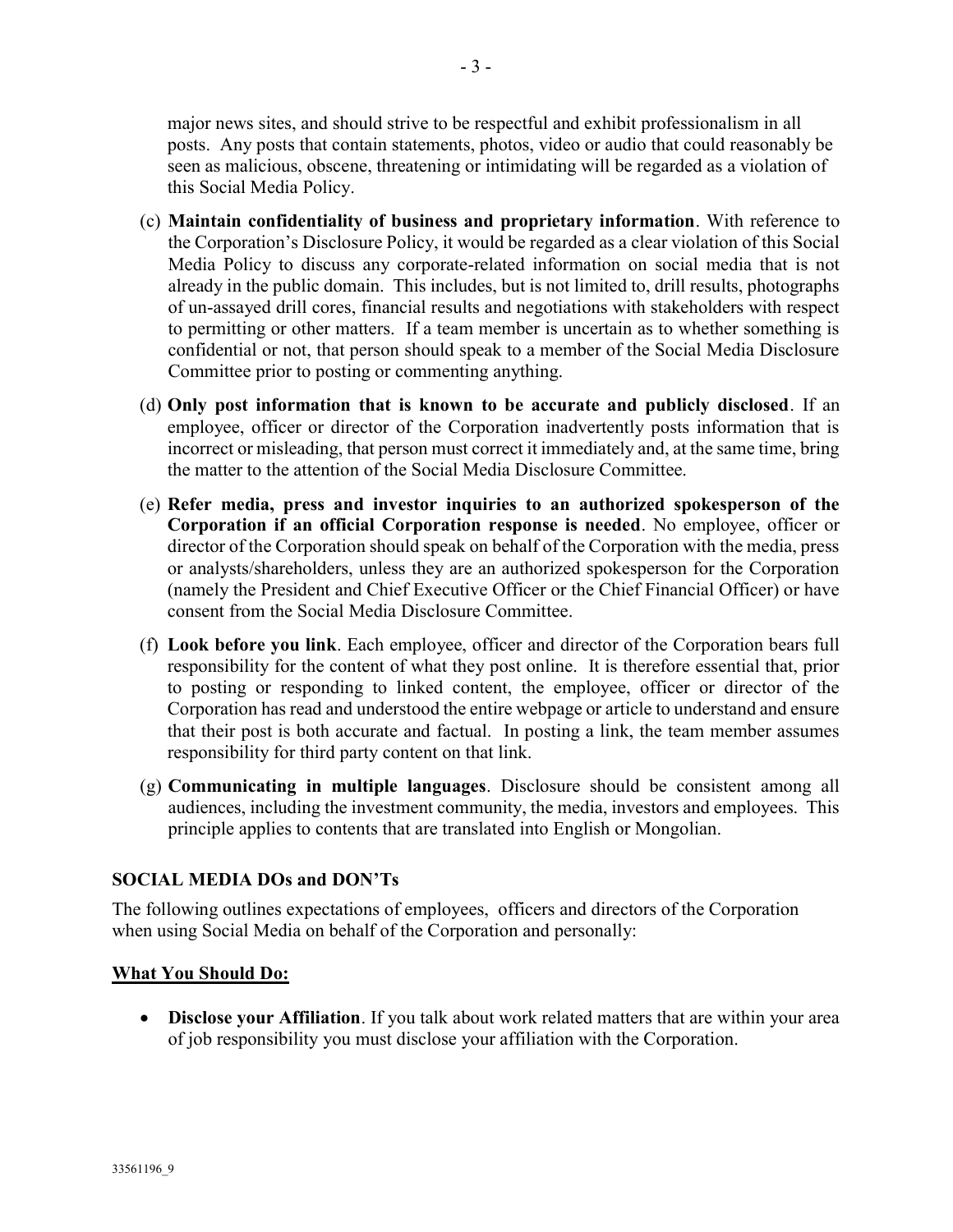major news sites, and should strive to be respectful and exhibit professionalism in all posts. Any posts that contain statements, photos, video or audio that could reasonably be seen as malicious, obscene, threatening or intimidating will be regarded as a violation of this Social Media Policy.

(c) **Maintain confidentiality of business and proprietary information**. With reference to the Corporation's Disclosure Policy, it would be regarded as a clear violation of this Social Media Policy to discuss any corporate-related information on social media that is not already in the public domain. This includes, but is not limited to, drill results, photographs of un-assayed drill cores, financial results and negotiations with stakeholders with respect to permitting or other matters. If a team member is uncertain as to whether something is confidential or not, that person should speak to a member of the Social Media Disclosure Committee prior to posting or commenting anything.

(d) **Only post information that is known to be accurate and publicly disclosed**. If an employee, officer or director of the Corporation inadvertently posts information that is incorrect or misleading, that person must correct it immediately and, at the same time, bring the matter to the attention of the Social Media Disclosure Committee.

(e) **Refer media, press and investor inquiries to an authorized spokesperson of the Corporation if an official Corporation response is needed**. No employee, officer or director of the Corporation should speak on behalf of the Corporation with the media, press or analysts/shareholders, unless they are an authorized spokesperson for the Corporation (namely the President and Chief Executive Officer or the Chief Financial Officer) or have consent from the Social Media Disclosure Committee.

(f) **Look before you link**. Each employee, officer and director of the Corporation bears full responsibility for the content of what they post online. It is therefore essential that, prior to posting or responding to linked content, the employee, officer or director of the Corporation has read and understood the entire webpage or article to understand and ensure that their post is both accurate and factual. In posting a link, the team member assumes responsibility for third party content on that link.

(g) **Communicating in multiple languages**. Disclosure should be consistent among all audiences, including the investment community, the media, investors and employees. This principle applies to contents that are translated into English or Mongolian.

**SOCIAL MEDIA DOs and DON'Ts**

The following outlines expectations of employees, officers and directors of the Corporation when using Social Media on behalf of the Corporation and personally:

**What You Should Do:**

- **Disclose your Affiliation**. If you talk about work related matters that are within your area of job responsibility you must disclose your affiliation with the Corporation.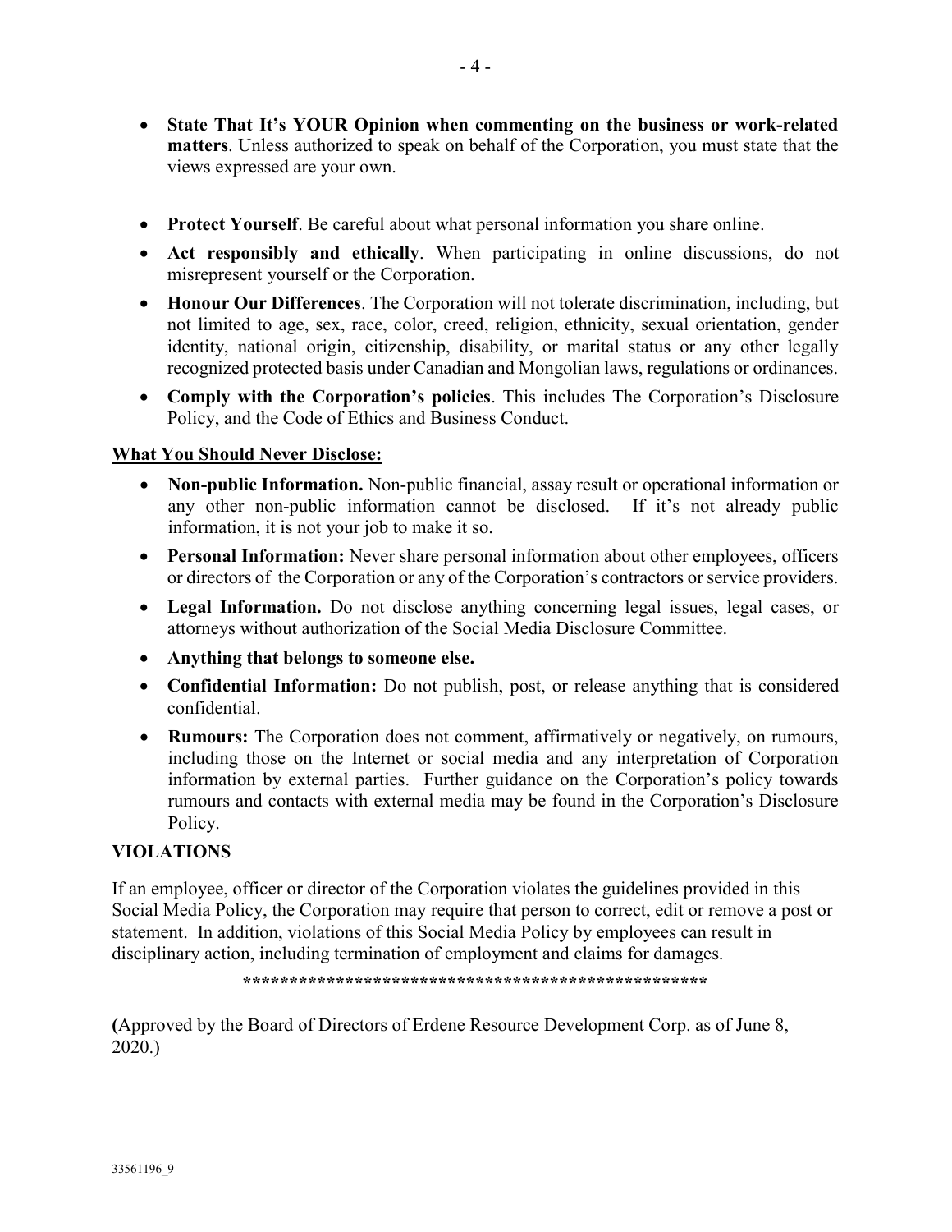- **State That It's YOUR Opinion when commenting on the business or work-related matters**. Unless authorized to speak on behalf of the Corporation, you must state that the views expressed are your own.

- **Protect Yourself**. Be careful about what personal information you share online.
- **Act responsibly and ethically**. When participating in online discussions, do not misrepresent yourself or the Corporation.
- **Honour Our Differences**. The Corporation will not tolerate discrimination, including, but not limited to age, sex, race, color, creed, religion, ethnicity, sexual orientation, gender identity, national origin, citizenship, disability, or marital status or any other legally recognized protected basis under Canadian and Mongolian laws, regulations or ordinances.
- **Comply with the Corporation's policies**. This includes The Corporation's Disclosure Policy, and the Code of Ethics and Business Conduct.

**<u>What You Should Never Disclose:</u>**

- **Non-public Information.** Non-public financial, assay result or operational information or any other non-public information cannot be disclosed. If it's not already public information, it is not your job to make it so.
- **Personal Information:** Never share personal information about other employees, officers or directors of the Corporation or any of the Corporation's contractors or service providers.
- **Legal Information.** Do not disclose anything concerning legal issues, legal cases, or attorneys without authorization of the Social Media Disclosure Committee.
- **Anything that belongs to someone else.**
- **Confidential Information:** Do not publish, post, or release anything that is considered confidential.
- **Rumours:** The Corporation does not comment, affirmatively or negatively, on rumours, including those on the Internet or social media and any interpretation of Corporation information by external parties. Further guidance on the Corporation's policy towards rumours and contacts with external media may be found in the Corporation's Disclosure Policy.

## VIOLATIONS

If an employee, officer or director of the Corporation violates the guidelines provided in this Social Media Policy, the Corporation may require that person to correct, edit or remove a post or statement. In addition, violations of this Social Media Policy by employees can result in disciplinary action, including termination of employment and claims for damages.

**************************************************

(Approved by the Board of Directors of Erdene Resource Development Corp. as of June 8, 2020.)